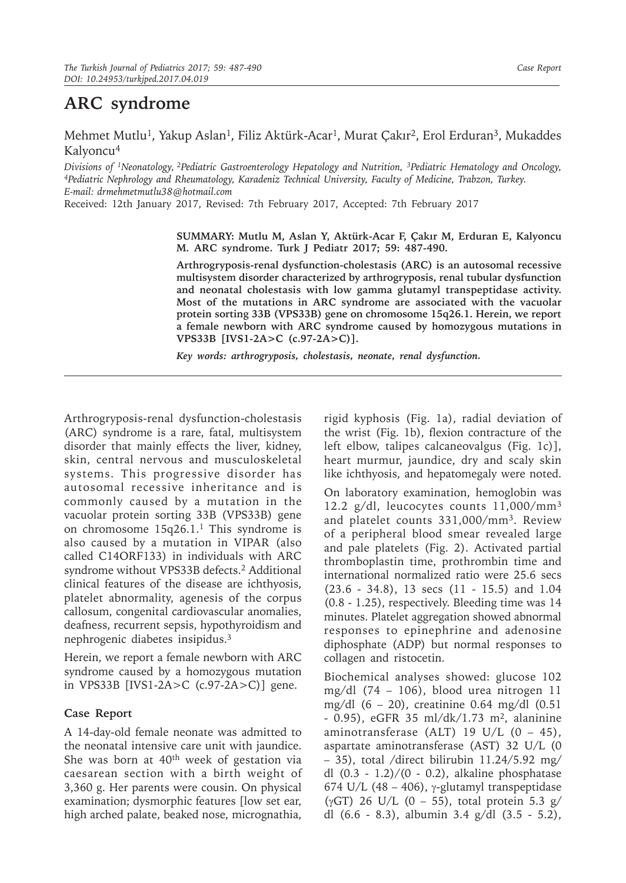# ARC syndrome

Mehmet Mutlu[1], Yakup Aslan[1], Filiz Aktürk-Acar[1], Murat Çakır[2], Erol Erduran[3], Mukaddes Kalyoncu[4]

*Divisions of [1]Neonatology, [2]Pediatric Gastroenterology Hepatology and Nutrition, [3]Pediatric Hematology and Oncology, [4]Pediatric Nephrology and Rheumatology, Karadeniz Technical University, Faculty of Medicine, Trabzon, Turkey.*
*E-mail: drmehmetmutlu38@hotmail.com*

Received: 12th January 2017, Revised: 7th February 2017, Accepted: 7th February 2017

**SUMMARY: Mutlu M, Aslan Y, Aktürk-Acar F, Çakır M, Erduran E, Kalyoncu M. ARC syndrome. Turk J Pediatr 2017; 59: 487-490.**

**Arthrogryposis-renal dysfunction-cholestasis (ARC) is an autosomal recessive multisystem disorder characterized by arthrogryposis, renal tubular dysfunction and neonatal cholestasis with low gamma glutamyl transpeptidase activity. Most of the mutations in ARC syndrome are associated with the vacuolar protein sorting 33B (VPS33B) gene on chromosome 15q26.1. Herein, we report a female newborn with ARC syndrome caused by homozygous mutations in VPS33B [IVS1-2A>C (c.97-2A>C)].**

***Key words: arthrogryposis, cholestasis, neonate, renal dysfunction.***

Arthrogryposis-renal dysfunction-cholestasis (ARC) syndrome is a rare, fatal, multisystem disorder that mainly effects the liver, kidney, skin, central nervous and musculoskeletal systems. This progressive disorder has autosomal recessive inheritance and is commonly caused by a mutation in the vacuolar protein sorting 33B (VPS33B) gene on chromosome 15q26.1.[1] This syndrome is also caused by a mutation in VIPAR (also called C14ORF133) in individuals with ARC syndrome without VPS33B defects.[2] Additional clinical features of the disease are ichthyosis, platelet abnormality, agenesis of the corpus callosum, congenital cardiovascular anomalies, deafness, recurrent sepsis, hypothyroidism and nephrogenic diabetes insipidus.[3]

Herein, we report a female newborn with ARC syndrome caused by a homozygous mutation in VPS33B [IVS1-2A>C (c.97-2A>C)] gene.

## Case Report

A 14-day-old female neonate was admitted to the neonatal intensive care unit with jaundice. She was born at 40th week of gestation via caesarean section with a birth weight of 3,360 g. Her parents were cousin. On physical examination; dysmorphic features [low set ear, high arched palate, beaked nose, micrognathia, rigid kyphosis (Fig. 1a), radial deviation of the wrist (Fig. 1b), flexion contracture of the left elbow, talipes calcaneovalgus (Fig. 1c)], heart murmur, jaundice, dry and scaly skin like ichthyosis, and hepatomegaly were noted.

On laboratory examination, hemoglobin was 12.2 g/dl, leucocytes counts 11,000/mm$^3$ and platelet counts 331,000/mm$^3$. Review of a peripheral blood smear revealed large and pale platelets (Fig. 2). Activated partial thromboplastin time, prothrombin time and international normalized ratio were 25.6 secs (23.6 - 34.8), 13 secs (11 - 15.5) and 1.04 (0.8 - 1.25), respectively. Bleeding time was 14 minutes. Platelet aggregation showed abnormal responses to epinephrine and adenosine diphosphate (ADP) but normal responses to collagen and ristocetin.

Biochemical analyses showed: glucose 102 mg/dl (74 – 106), blood urea nitrogen 11 mg/dl (6 – 20), creatinine 0.64 mg/dl (0.51 - 0.95), eGFR 35 ml/dk/1.73 m$^2$, alanine aminotransferase (ALT) 19 U/L (0 – 45), aspartate aminotransferase (AST) 32 U/L (0 – 35), total /direct bilirubin 11.24/5.92 mg/dl (0.3 - 1.2)/(0 - 0.2), alkaline phosphatase 674 U/L (48 – 406), γ-glutamyl transpeptidase (γGT) 26 U/L (0 – 55), total protein 5.3 g/dl (6.6 - 8.3), albumin 3.4 g/dl (3.5 - 5.2),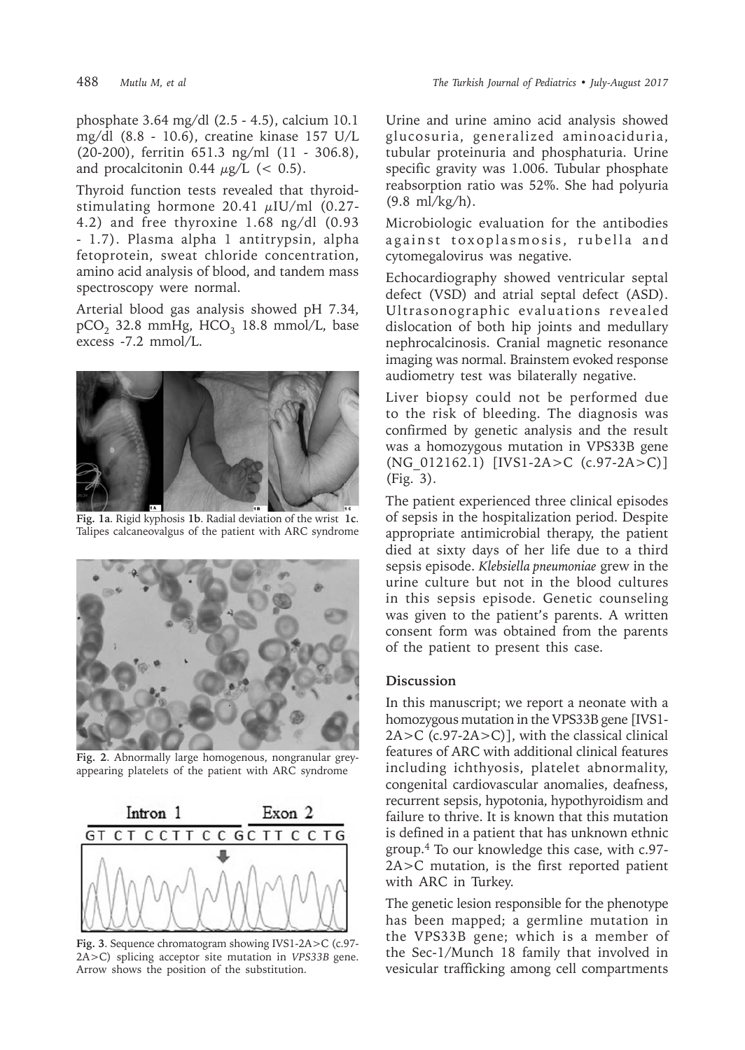phosphate 3.64 mg/dl (2.5 - 4.5), calcium 10.1 mg/dl (8.8 - 10.6), creatine kinase 157 U/L (20-200), ferritin 651.3 ng/ml (11 - 306.8), and procalcitonin 0.44 $\mu$g/L (< 0.5).

Thyroid function tests revealed that thyroid-stimulating hormone 20.41 $\mu$IU/ml (0.27-4.2) and free thyroxine 1.68 ng/dl (0.93 - 1.7). Plasma alpha 1 antitrypsin, alpha fetoprotein, sweat chloride concentration, amino acid analysis of blood, and tandem mass spectroscopy were normal.

Arterial blood gas analysis showed pH 7.34, $pCO_2$ 32.8 mmHg, $HCO_3$ 18.8 mmol/L, base excess -7.2 mmol/L.

**Fig. 1a**. Rigid kyphosis **1b**. Radial deviation of the wrist **1c**. Talipes calcaneovalgus of the patient with ARC syndrome

**Fig. 2**. Abnormally large homogenous, nongranular grey-appearing platelets of the patient with ARC syndrome

**Fig. 3**. Sequence chromatogram showing IVS1-2A>C (c.97-2A>C) splicing acceptor site mutation in *VPS33B* gene. Arrow shows the position of the substitution.

Urine and urine amino acid analysis showed glucosuria, generalized aminoaciduria, tubular proteinuria and phosphaturia. Urine specific gravity was 1.006. Tubular phosphate reabsorption ratio was 52%. She had polyuria (9.8 ml/kg/h).

Microbiologic evaluation for the antibodies against toxoplasmosis, rubella and cytomegalovirus was negative.

Echocardiography showed ventricular septal defect (VSD) and atrial septal defect (ASD). Ultrasonographic evaluations revealed dislocation of both hip joints and medullary nephrocalcinosis. Cranial magnetic resonance imaging was normal. Brainstem evoked response audiometry test was bilaterally negative.

Liver biopsy could not be performed due to the risk of bleeding. The diagnosis was confirmed by genetic analysis and the result was a homozygous mutation in VPS33B gene (NG_012162.1) [IVS1-2A>C (c.97-2A>C)] (Fig. 3).

The patient experienced three clinical episodes of sepsis in the hospitalization period. Despite appropriate antimicrobial therapy, the patient died at sixty days of her life due to a third sepsis episode. *Klebsiella pneumoniae* grew in the urine culture but not in the blood cultures in this sepsis episode. Genetic counseling was given to the patient's parents. A written consent form was obtained from the parents of the patient to present this case.

## Discussion

In this manuscript; we report a neonate with a homozygous mutation in the VPS33B gene [IVS1-2A>C (c.97-2A>C)], with the classical clinical features of ARC with additional clinical features including ichthyosis, platelet abnormality, congenital cardiovascular anomalies, deafness, recurrent sepsis, hypotonia, hypothyroidism and failure to thrive. It is known that this mutation is defined in a patient that has unknown ethnic group.[4] To our knowledge this case, with c.97-2A>C mutation, is the first reported patient with ARC in Turkey.

The genetic lesion responsible for the phenotype has been mapped; a germline mutation in the VPS33B gene; which is a member of the Sec-1/Munch 18 family that involved in vesicular trafficking among cell compartments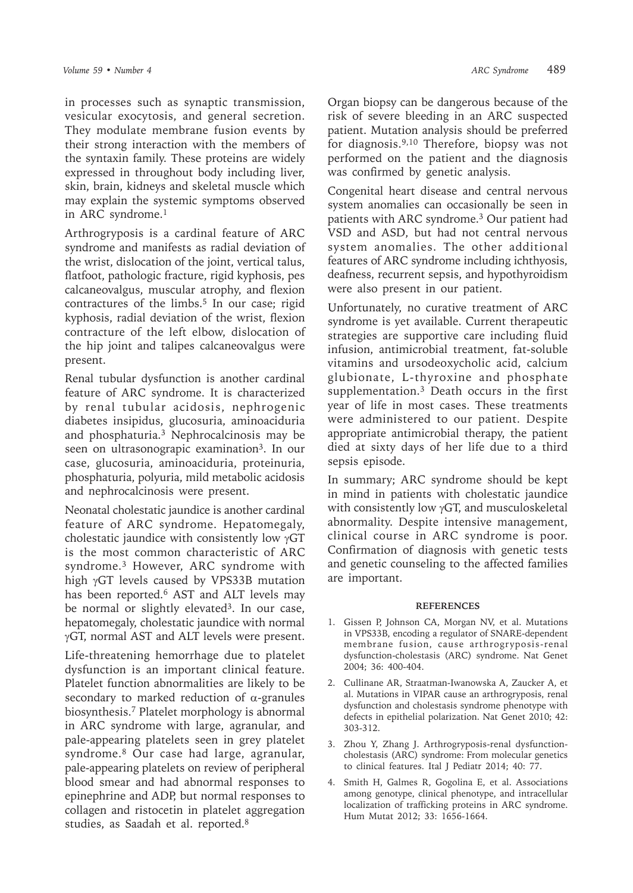in processes such as synaptic transmission, vesicular exocytosis, and general secretion. They modulate membrane fusion events by their strong interaction with the members of the syntaxin family. These proteins are widely expressed in throughout body including liver, skin, brain, kidneys and skeletal muscle which may explain the systemic symptoms observed in ARC syndrome.[1]

Arthrogryposis is a cardinal feature of ARC syndrome and manifests as radial deviation of the wrist, dislocation of the joint, vertical talus, flatfoot, pathologic fracture, rigid kyphosis, pes calcaneovalgus, muscular atrophy, and flexion contractures of the limbs.[5] In our case; rigid kyphosis, radial deviation of the wrist, flexion contracture of the left elbow, dislocation of the hip joint and talipes calcaneovalgus were present.

Renal tubular dysfunction is another cardinal feature of ARC syndrome. It is characterized by renal tubular acidosis, nephrogenic diabetes insipidus, glucosuria, aminoaciduria and phosphaturia.[3] Nephrocalcinosis may be seen on ultrasonograpic examination[3]. In our case, glucosuria, aminoaciduria, proteinuria, phosphaturia, polyuria, mild metabolic acidosis and nephrocalcinosis were present.

Neonatal cholestatic jaundice is another cardinal feature of ARC syndrome. Hepatomegaly, cholestatic jaundice with consistently low $\gamma$GT is the most common characteristic of ARC syndrome.[3] However, ARC syndrome with high $\gamma$GT levels caused by VPS33B mutation has been reported.[6] AST and ALT levels may be normal or slightly elevated[3]. In our case, hepatomegaly, cholestatic jaundice with normal $\gamma$GT, normal AST and ALT levels were present.

Life-threatening hemorrhage due to platelet dysfunction is an important clinical feature. Platelet function abnormalities are likely to be secondary to marked reduction of $\alpha$-granules biosynthesis.[7] Platelet morphology is abnormal in ARC syndrome with large, agranular, and pale-appearing platelets seen in grey platelet syndrome.[8] Our case had large, agranular, pale-appearing platelets on review of peripheral blood smear and had abnormal responses to epinephrine and ADP, but normal responses to collagen and ristocetin in platelet aggregation studies, as Saadah et al. reported.[8]

Organ biopsy can be dangerous because of the risk of severe bleeding in an ARC suspected patient. Mutation analysis should be preferred for diagnosis.[9,10] Therefore, biopsy was not performed on the patient and the diagnosis was confirmed by genetic analysis.

Congenital heart disease and central nervous system anomalies can occasionally be seen in patients with ARC syndrome.[3] Our patient had VSD and ASD, but had not central nervous system anomalies. The other additional features of ARC syndrome including ichthyosis, deafness, recurrent sepsis, and hypothyroidism were also present in our patient.

Unfortunately, no curative treatment of ARC syndrome is yet available. Current therapeutic strategies are supportive care including fluid infusion, antimicrobial treatment, fat-soluble vitamins and ursodeoxycholic acid, calcium glubionate, L-thyroxine and phosphate supplementation.[3] Death occurs in the first year of life in most cases. These treatments were administered to our patient. Despite appropriate antimicrobial therapy, the patient died at sixty days of her life due to a third sepsis episode.

In summary; ARC syndrome should be kept in mind in patients with cholestatic jaundice with consistently low $\gamma$GT, and musculoskeletal abnormality. Despite intensive management, clinical course in ARC syndrome is poor. Confirmation of diagnosis with genetic tests and genetic counseling to the affected families are important.

## REFERENCES

1. Gissen P, Johnson CA, Morgan NV, et al. Mutations in VPS33B, encoding a regulator of SNARE-dependent membrane fusion, cause arthrogryposis-renal dysfunction-cholestasis (ARC) syndrome. Nat Genet 2004; 36: 400-404.
2. Cullinane AR, Straatman-Iwanowska A, Zaucker A, et al. Mutations in VIPAR cause an arthrogryposis, renal dysfunction and cholestasis syndrome phenotype with defects in epithelial polarization. Nat Genet 2010; 42: 303-312.
3. Zhou Y, Zhang J. Arthrogryposis-renal dysfunction-cholestasis (ARC) syndrome: From molecular genetics to clinical features. Ital J Pediatr 2014; 40: 77.
4. Smith H, Galmes R, Gogolina E, et al. Associations among genotype, clinical phenotype, and intracellular localization of trafficking proteins in ARC syndrome. Hum Mutat 2012; 33: 1656-1664.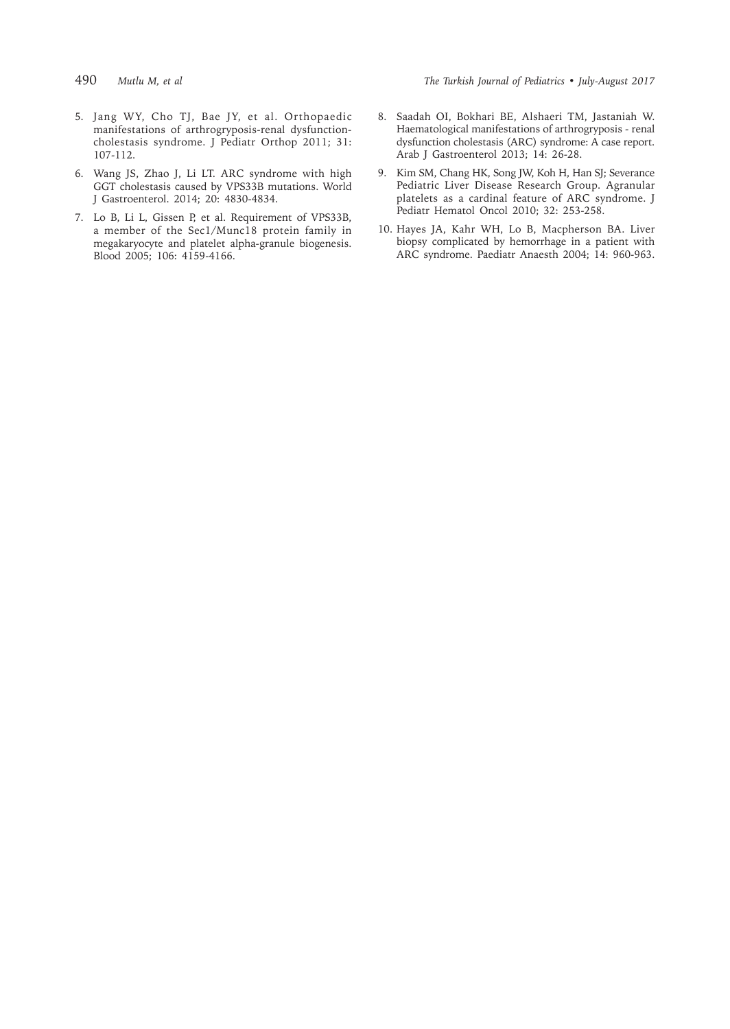5. Jang WY, Cho TJ, Bae JY, et al. Orthopaedic manifestations of arthrogryposis-renal dysfunction-cholestasis syndrome. J Pediatr Orthop 2011; 31: 107-112.
6. Wang JS, Zhao J, Li LT. ARC syndrome with high GGT cholestasis caused by VPS33B mutations. World J Gastroenterol. 2014; 20: 4830-4834.
7. Lo B, Li L, Gissen P, et al. Requirement of VPS33B, a member of the Sec1/Munc18 protein family in megakaryocyte and platelet alpha-granule biogenesis. Blood 2005; 106: 4159-4166.
8. Saadah OI, Bokhari BE, Alshaeri TM, Jastaniah W. Haematological manifestations of arthrogryposis - renal dysfunction cholestasis (ARC) syndrome: A case report. Arab J Gastroenterol 2013; 14: 26-28.
9. Kim SM, Chang HK, Song JW, Koh H, Han SJ; Severance Pediatric Liver Disease Research Group. Agranular platelets as a cardinal feature of ARC syndrome. J Pediatr Hematol Oncol 2010; 32: 253-258.
10. Hayes JA, Kahr WH, Lo B, Macpherson BA. Liver biopsy complicated by hemorrhage in a patient with ARC syndrome. Paediatr Anaesth 2004; 14: 960-963.